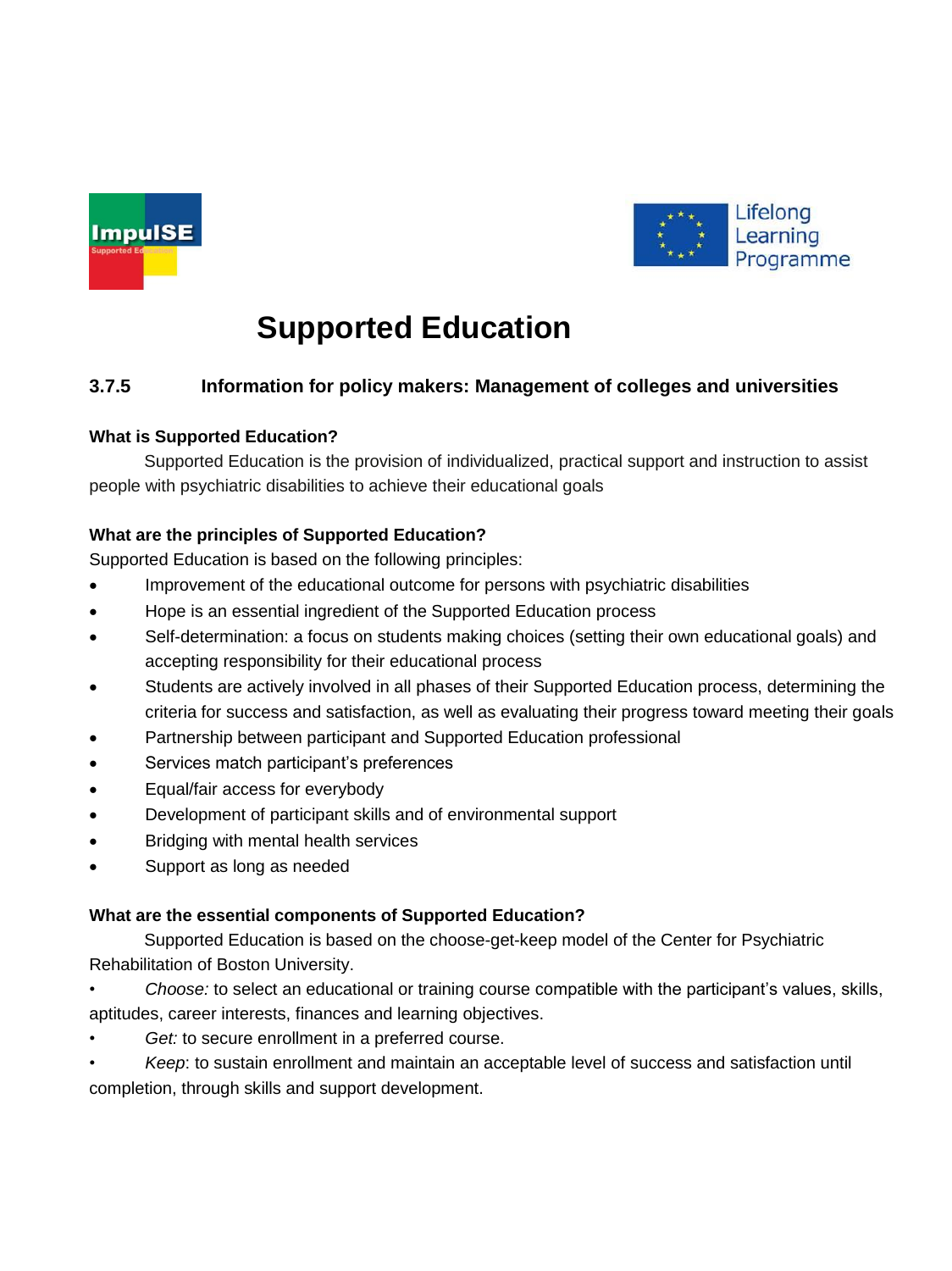# Supported Education

## 3.7.5 Information for policy makers: Management of colleges and universities

**What is Supported Education?**

Supported Education is the provision of individualized, practical support and instruction to assist people with psychiatric disabilities to achieve their educational goals

**What are the principles of Supported Education?**

Supported Education is based on the following principles:

- Improvement of the educational outcome for persons with psychiatric disabilities
- Hope is an essential ingredient of the Supported Education process
- Self-determination: a focus on students making choices (setting their own educational goals) and accepting responsibility for their educational process
- Students are actively involved in all phases of their Supported Education process, determining the criteria for success and satisfaction, as well as evaluating their progress toward meeting their goals
- Partnership between participant and Supported Education professional
- Services match participant's preferences
- Equal/fair access for everybody
- Development of participant skills and of environmental support
- Bridging with mental health services
- Support as long as needed

**What are the essential components of Supported Education?**

Supported Education is based on the choose-get-keep model of the Center for Psychiatric Rehabilitation of Boston University.

- *Choose:* to select an educational or training course compatible with the participant's values, skills, aptitudes, career interests, finances and learning objectives.
- *Get:* to secure enrollment in a preferred course.
- *Keep*: to sustain enrollment and maintain an acceptable level of success and satisfaction until completion, through skills and support development.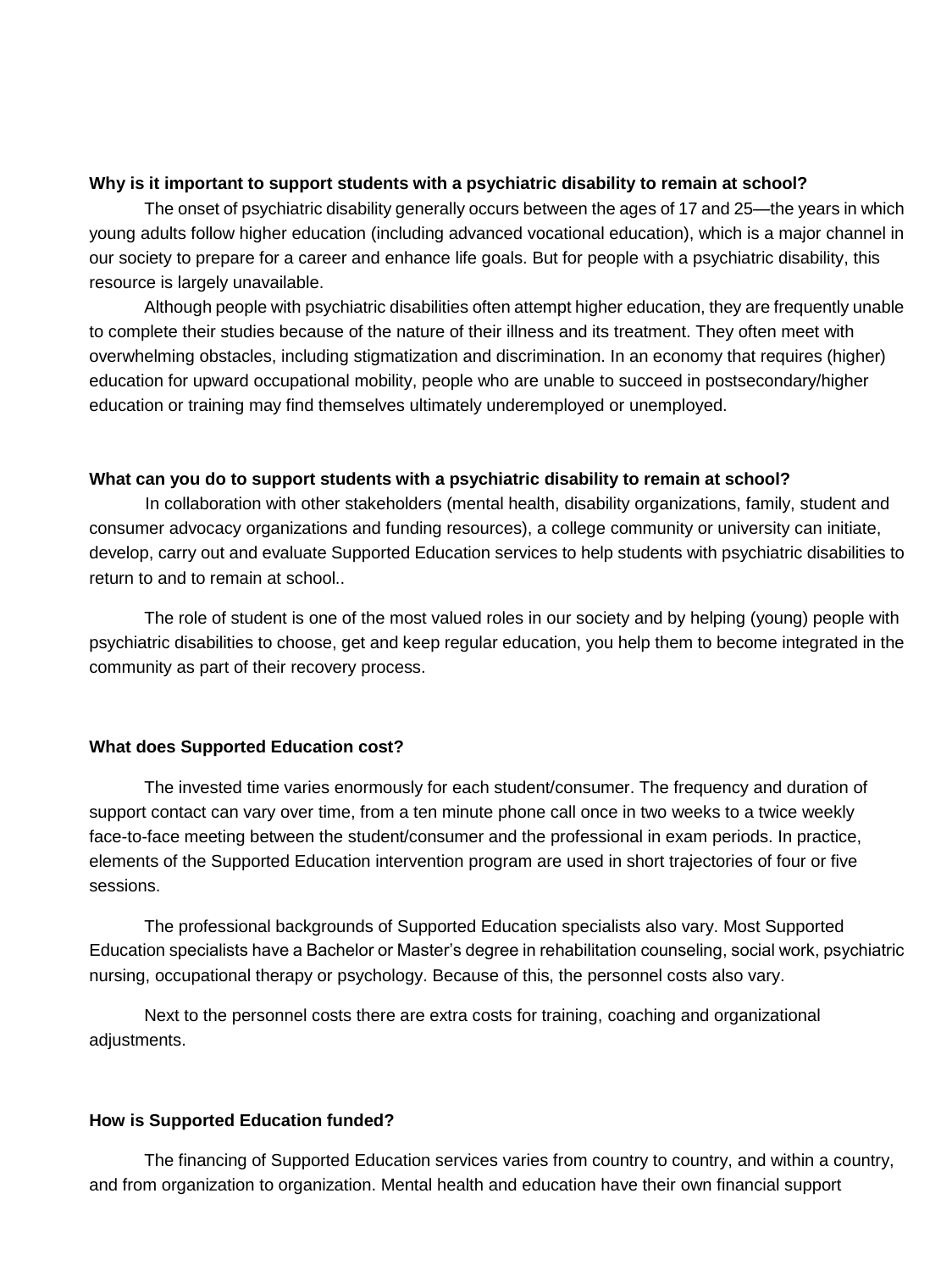**Why is it important to support students with a psychiatric disability to remain at school?**

The onset of psychiatric disability generally occurs between the ages of 17 and 25—the years in which young adults follow higher education (including advanced vocational education), which is a major channel in our society to prepare for a career and enhance life goals. But for people with a psychiatric disability, this resource is largely unavailable.

Although people with psychiatric disabilities often attempt higher education, they are frequently unable to complete their studies because of the nature of their illness and its treatment. They often meet with overwhelming obstacles, including stigmatization and discrimination. In an economy that requires (higher) education for upward occupational mobility, people who are unable to succeed in postsecondary/higher education or training may find themselves ultimately underemployed or unemployed.

**What can you do to support students with a psychiatric disability to remain at school?**

In collaboration with other stakeholders (mental health, disability organizations, family, student and consumer advocacy organizations and funding resources), a college community or university can initiate, develop, carry out and evaluate Supported Education services to help students with psychiatric disabilities to return to and to remain at school..

The role of student is one of the most valued roles in our society and by helping (young) people with psychiatric disabilities to choose, get and keep regular education, you help them to become integrated in the community as part of their recovery process.

**What does Supported Education cost?**

The invested time varies enormously for each student/consumer. The frequency and duration of support contact can vary over time, from a ten minute phone call once in two weeks to a twice weekly face-to-face meeting between the student/consumer and the professional in exam periods. In practice, elements of the Supported Education intervention program are used in short trajectories of four or five sessions.

The professional backgrounds of Supported Education specialists also vary. Most Supported Education specialists have a Bachelor or Master's degree in rehabilitation counseling, social work, psychiatric nursing, occupational therapy or psychology. Because of this, the personnel costs also vary.

Next to the personnel costs there are extra costs for training, coaching and organizational adjustments.

**How is Supported Education funded?**

The financing of Supported Education services varies from country to country, and within a country, and from organization to organization. Mental health and education have their own financial support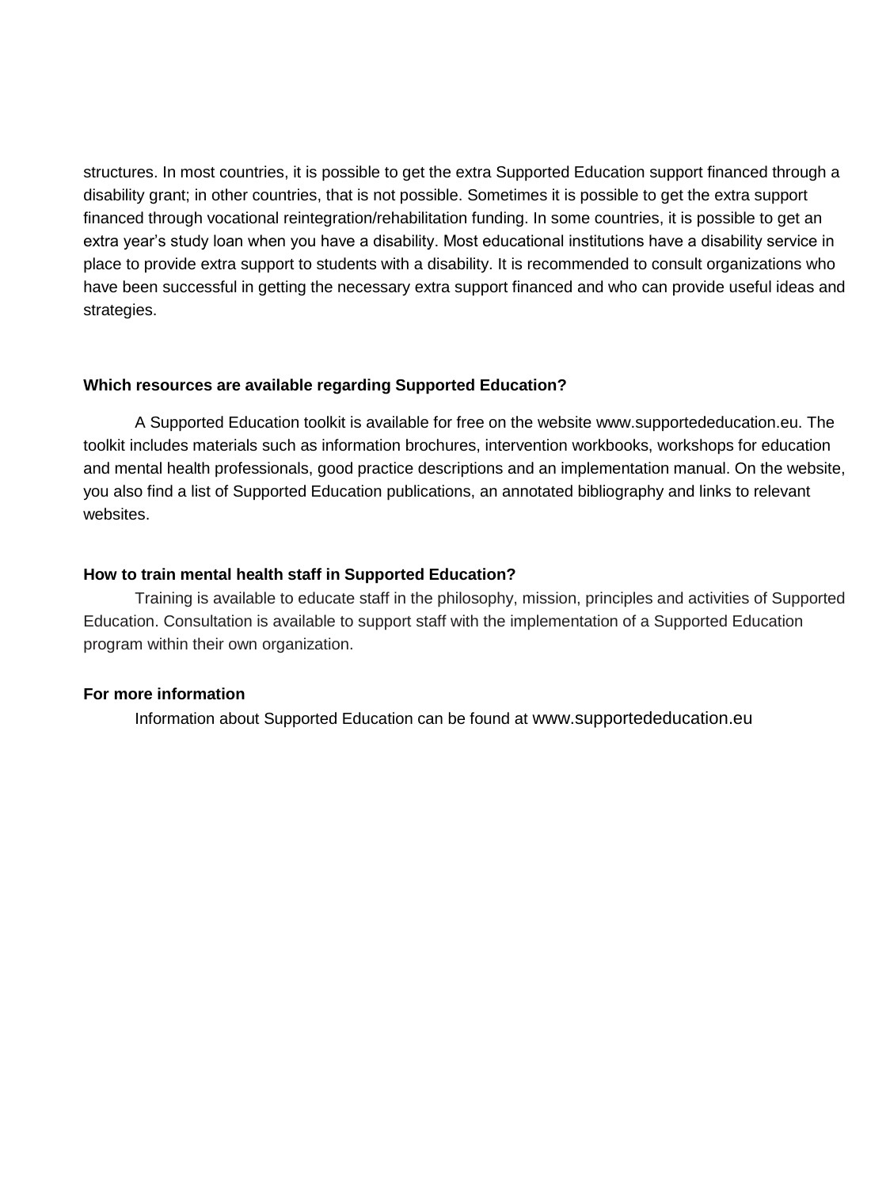structures. In most countries, it is possible to get the extra Supported Education support financed through a disability grant; in other countries, that is not possible. Sometimes it is possible to get the extra support financed through vocational reintegration/rehabilitation funding. In some countries, it is possible to get an extra year's study loan when you have a disability. Most educational institutions have a disability service in place to provide extra support to students with a disability. It is recommended to consult organizations who have been successful in getting the necessary extra support financed and who can provide useful ideas and strategies.

**Which resources are available regarding Supported Education?**

A Supported Education toolkit is available for free on the website www.supportededucation.eu. The toolkit includes materials such as information brochures, intervention workbooks, workshops for education and mental health professionals, good practice descriptions and an implementation manual. On the website, you also find a list of Supported Education publications, an annotated bibliography and links to relevant websites.

**How to train mental health staff in Supported Education?**

Training is available to educate staff in the philosophy, mission, principles and activities of Supported Education. Consultation is available to support staff with the implementation of a Supported Education program within their own organization.

**For more information**

Information about Supported Education can be found at www.supportededucation.eu